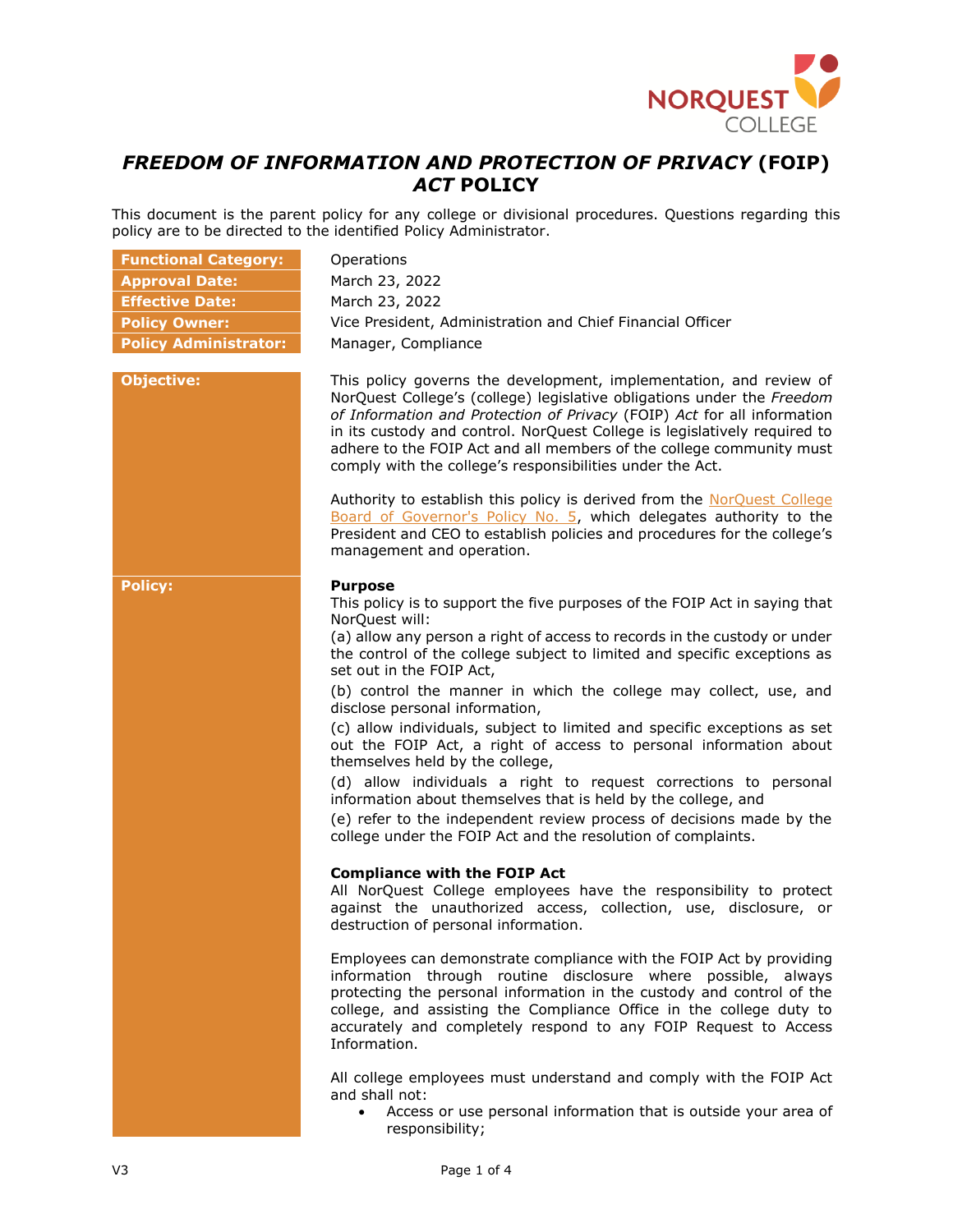# *FREEDOM OF INFORMATION AND PROTECTION OF PRIVACY* (FOIP) *ACT* POLICY

This document is the parent policy for any college or divisional procedures. Questions regarding this policy are to be directed to the identified Policy Administrator.

| | |
|---|---|
| **Functional Category:** | Operations |
| **Approval Date:** | March 23, 2022 |
| **Effective Date:** | March 23, 2022 |
| **Policy Owner:** | Vice President, Administration and Chief Financial Officer |
| **Policy Administrator:** | Manager, Compliance |

**Objective:**

This policy governs the development, implementation, and review of NorQuest College's (college) legislative obligations under the *Freedom of Information and Protection of Privacy* (FOIP) *Act* for all information in its custody and control. NorQuest College is legislatively required to adhere to the FOIP Act and all members of the college community must comply with the college's responsibilities under the Act.

Authority to establish this policy is derived from the NorQuest College Board of Governor's Policy No. 5, which delegates authority to the President and CEO to establish policies and procedures for the college's management and operation.

**Policy:**

**Purpose**

This policy is to support the five purposes of the FOIP Act in saying that NorQuest will:

(a) allow any person a right of access to records in the custody or under the control of the college subject to limited and specific exceptions as set out in the FOIP Act,

(b) control the manner in which the college may collect, use, and disclose personal information,

(c) allow individuals, subject to limited and specific exceptions as set out the FOIP Act, a right of access to personal information about themselves held by the college,

(d) allow individuals a right to request corrections to personal information about themselves that is held by the college, and

(e) refer to the independent review process of decisions made by the college under the FOIP Act and the resolution of complaints.

**Compliance with the FOIP Act**

All NorQuest College employees have the responsibility to protect against the unauthorized access, collection, use, disclosure, or destruction of personal information.

Employees can demonstrate compliance with the FOIP Act by providing information through routine disclosure where possible, always protecting the personal information in the custody and control of the college, and assisting the Compliance Office in the college duty to accurately and completely respond to any FOIP Request to Access Information.

All college employees must understand and comply with the FOIP Act and shall not:

- Access or use personal information that is outside your area of responsibility;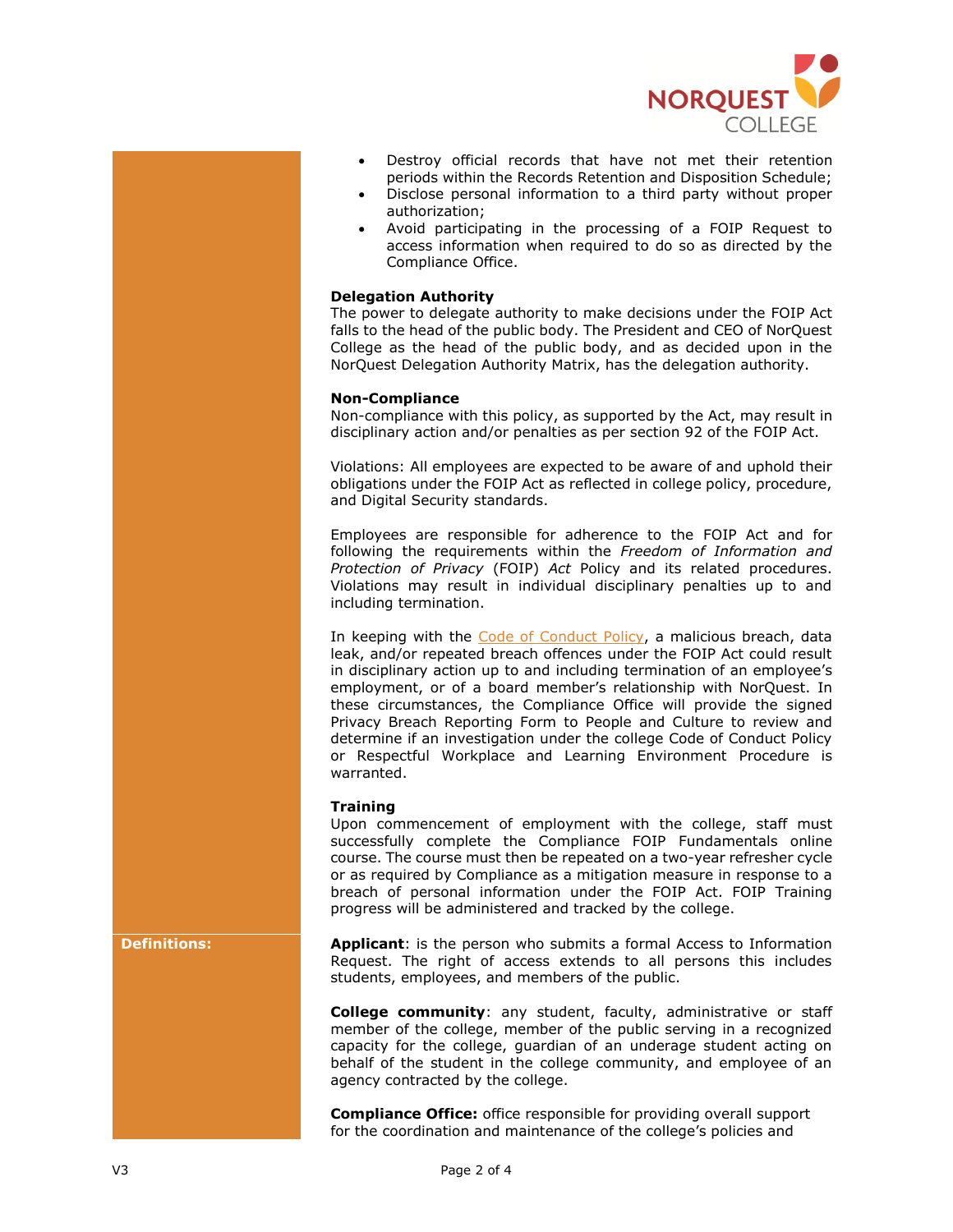- Destroy official records that have not met their retention periods within the Records Retention and Disposition Schedule;
- Disclose personal information to a third party without proper authorization;
- Avoid participating in the processing of a FOIP Request to access information when required to do so as directed by the Compliance Office.

**Delegation Authority**
The power to delegate authority to make decisions under the FOIP Act falls to the head of the public body. The President and CEO of NorQuest College as the head of the public body, and as decided upon in the NorQuest Delegation Authority Matrix, has the delegation authority.

**Non-Compliance**
Non-compliance with this policy, as supported by the Act, may result in disciplinary action and/or penalties as per section 92 of the FOIP Act.

Violations: All employees are expected to be aware of and uphold their obligations under the FOIP Act as reflected in college policy, procedure, and Digital Security standards.

Employees are responsible for adherence to the FOIP Act and for following the requirements within the *Freedom of Information and Protection of Privacy* (FOIP) *Act* Policy and its related procedures. Violations may result in individual disciplinary penalties up to and including termination.

In keeping with the Code of Conduct Policy, a malicious breach, data leak, and/or repeated breach offences under the FOIP Act could result in disciplinary action up to and including termination of an employee's employment, or of a board member's relationship with NorQuest. In these circumstances, the Compliance Office will provide the signed Privacy Breach Reporting Form to People and Culture to review and determine if an investigation under the college Code of Conduct Policy or Respectful Workplace and Learning Environment Procedure is warranted.

**Training**
Upon commencement of employment with the college, staff must successfully complete the Compliance FOIP Fundamentals online course. The course must then be repeated on a two-year refresher cycle or as required by Compliance as a mitigation measure in response to a breach of personal information under the FOIP Act. FOIP Training progress will be administered and tracked by the college.

**Definitions:**

**Applicant**: is the person who submits a formal Access to Information Request. The right of access extends to all persons this includes students, employees, and members of the public.

**College community**: any student, faculty, administrative or staff member of the college, member of the public serving in a recognized capacity for the college, guardian of an underage student acting on behalf of the student in the college community, and employee of an agency contracted by the college.

**Compliance Office:** office responsible for providing overall support for the coordination and maintenance of the college's policies and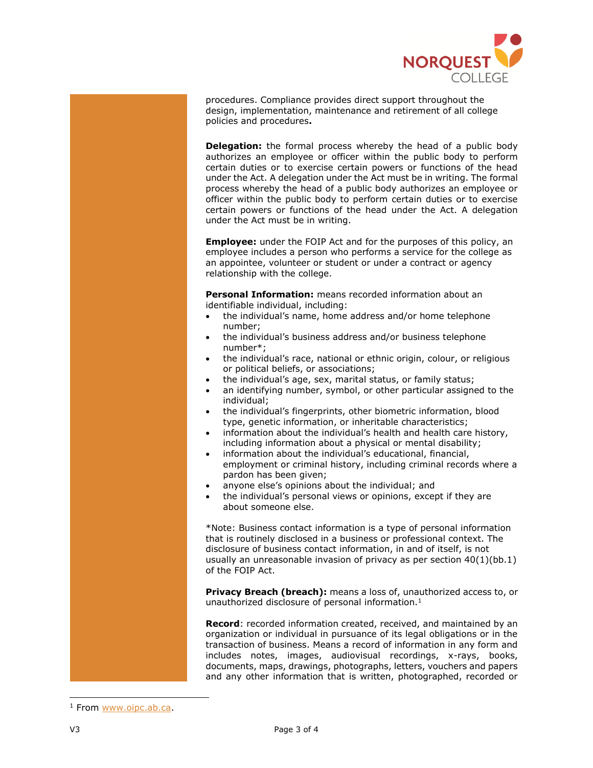procedures. Compliance provides direct support throughout the design, implementation, maintenance and retirement of all college policies and procedures**.**

**Delegation:** the formal process whereby the head of a public body authorizes an employee or officer within the public body to perform certain duties or to exercise certain powers or functions of the head under the Act. A delegation under the Act must be in writing. The formal process whereby the head of a public body authorizes an employee or officer within the public body to perform certain duties or to exercise certain powers or functions of the head under the Act. A delegation under the Act must be in writing.

**Employee:** under the FOIP Act and for the purposes of this policy, an employee includes a person who performs a service for the college as an appointee, volunteer or student or under a contract or agency relationship with the college.

**Personal Information:** means recorded information about an identifiable individual, including:

- the individual's name, home address and/or home telephone number;
- the individual's business address and/or business telephone number*;
- the individual's race, national or ethnic origin, colour, or religious or political beliefs, or associations;
- the individual's age, sex, marital status, or family status;
- an identifying number, symbol, or other particular assigned to the individual;
- the individual's fingerprints, other biometric information, blood type, genetic information, or inheritable characteristics;
- information about the individual's health and health care history, including information about a physical or mental disability;
- information about the individual's educational, financial, employment or criminal history, including criminal records where a pardon has been given;
- anyone else's opinions about the individual; and
- the individual's personal views or opinions, except if they are about someone else.

*Note: Business contact information is a type of personal information that is routinely disclosed in a business or professional context. The disclosure of business contact information, in and of itself, is not usually an unreasonable invasion of privacy as per section 40(1)(bb.1) of the FOIP Act.

**Privacy Breach (breach):** means a loss of, unauthorized access to, or unauthorized disclosure of personal information.[1]

**Record**: recorded information created, received, and maintained by an organization or individual in pursuance of its legal obligations or in the transaction of business. Means a record of information in any form and includes notes, images, audiovisual recordings, x-rays, books, documents, maps, drawings, photographs, letters, vouchers and papers and any other information that is written, photographed, recorded or

[1] From www.oipc.ab.ca.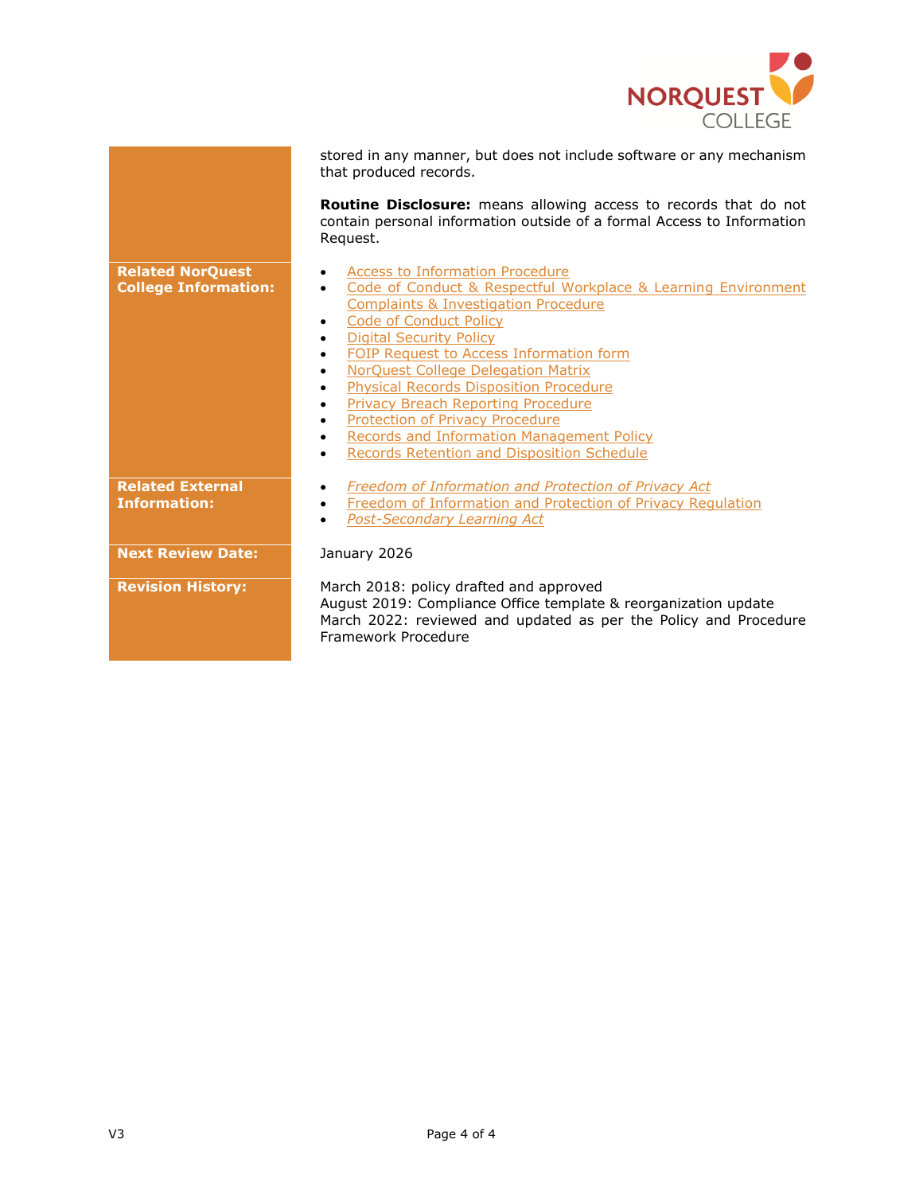| | |
|---|---|
| | stored in any manner, but does not include software or any mechanism that produced records.<br><br>**Routine Disclosure:** means allowing access to records that do not contain personal information outside of a formal Access to Information Request. |
| **Related NorQuest College Information:** | • Access to Information Procedure<br>• Code of Conduct & Respectful Workplace & Learning Environment Complaints & Investigation Procedure<br>• Code of Conduct Policy<br>• Digital Security Policy<br>• FOIP Request to Access Information form<br>• NorQuest College Delegation Matrix<br>• Physical Records Disposition Procedure<br>• Privacy Breach Reporting Procedure<br>• Protection of Privacy Procedure<br>• Records and Information Management Policy<br>• Records Retention and Disposition Schedule |
| **Related External Information:** | • *Freedom of Information and Protection of Privacy Act*<br>• Freedom of Information and Protection of Privacy Regulation<br>• *Post-Secondary Learning Act* |
| **Next Review Date:** | January 2026 |
| **Revision History:** | March 2018: policy drafted and approved<br>August 2019: Compliance Office template & reorganization update<br>March 2022: reviewed and updated as per the Policy and Procedure Framework Procedure |